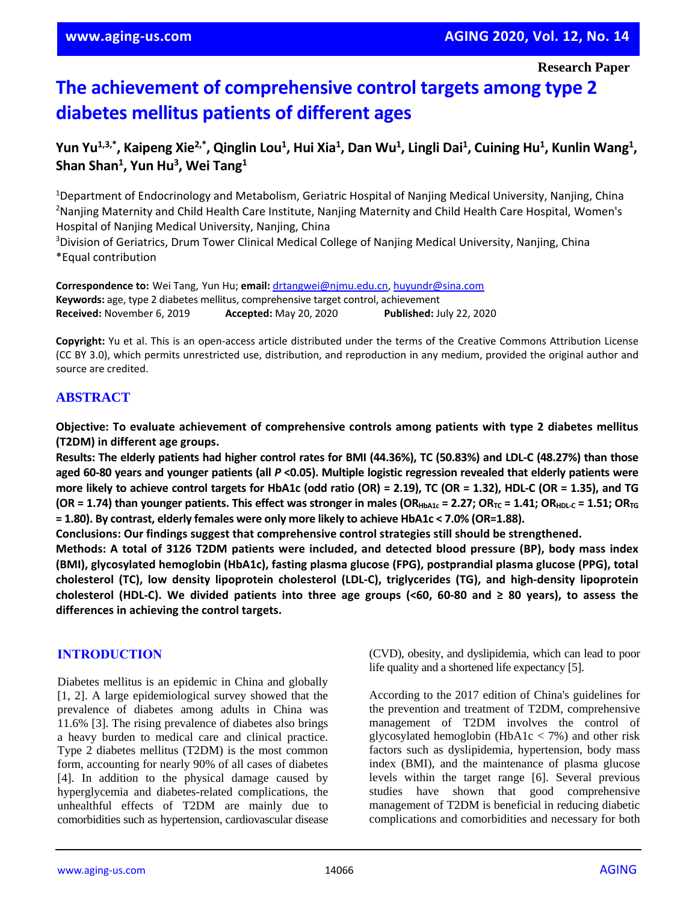Research Paper

# The achievement of comprehensive control targets among type 2 diabetes mellitus patients of different ages

**Yun Yu[1,3,*], Kaipeng Xie[2,*], Qinglin Lou[1], Hui Xia[1], Dan Wu[1], Lingli Dai[1], Cuining Hu[1], Kunlin Wang[1], Shan Shan[1], Yun Hu[3], Wei Tang[1]**

[1]Department of Endocrinology and Metabolism, Geriatric Hospital of Nanjing Medical University, Nanjing, China
[2]Nanjing Maternity and Child Health Care Institute, Nanjing Maternity and Child Health Care Hospital, Women's Hospital of Nanjing Medical University, Nanjing, China
[3]Division of Geriatrics, Drum Tower Clinical Medical College of Nanjing Medical University, Nanjing, China
*Equal contribution

**Correspondence to:** Wei Tang, Yun Hu; **email:** drtangwei@njmu.edu.cn, huyundr@sina.com
**Keywords:** age, type 2 diabetes mellitus, comprehensive target control, achievement
**Received:** November 6, 2019 **Accepted:** May 20, 2020 **Published:** July 22, 2020

**Copyright:** Yu et al. This is an open-access article distributed under the terms of the Creative Commons Attribution License (CC BY 3.0), which permits unrestricted use, distribution, and reproduction in any medium, provided the original author and source are credited.

## ABSTRACT

**Objective: To evaluate achievement of comprehensive controls among patients with type 2 diabetes mellitus (T2DM) in different age groups.**

**Results: The elderly patients had higher control rates for BMI (44.36%), TC (50.83%) and LDL-C (48.27%) than those aged 60-80 years and younger patients (all $P$ <0.05). Multiple logistic regression revealed that elderly patients were more likely to achieve control targets for HbA1c (odd ratio (OR) = 2.19), TC (OR = 1.32), HDL-C (OR = 1.35), and TG (OR = 1.74) than younger patients. This effect was stronger in males ($OR_{HbA1c}$ = 2.27; $OR_{TC}$ = 1.41; $OR_{HDL\text{-}C}$ = 1.51; $OR_{TG}$ = 1.80). By contrast, elderly females were only more likely to achieve HbA1c < 7.0% (OR=1.88).**

**Conclusions: Our findings suggest that comprehensive control strategies still should be strengthened.**

**Methods: A total of 3126 T2DM patients were included, and detected blood pressure (BP), body mass index (BMI), glycosylated hemoglobin (HbA1c), fasting plasma glucose (FPG), postprandial plasma glucose (PPG), total cholesterol (TC), low density lipoprotein cholesterol (LDL-C), triglycerides (TG), and high-density lipoprotein cholesterol (HDL-C). We divided patients into three age groups (<60, 60-80 and ≥ 80 years), to assess the differences in achieving the control targets.**

## INTRODUCTION

Diabetes mellitus is an epidemic in China and globally [1, 2]. A large epidemiological survey showed that the prevalence of diabetes among adults in China was 11.6% [3]. The rising prevalence of diabetes also brings a heavy burden to medical care and clinical practice. Type 2 diabetes mellitus (T2DM) is the most common form, accounting for nearly 90% of all cases of diabetes [4]. In addition to the physical damage caused by hyperglycemia and diabetes-related complications, the unhealthful effects of T2DM are mainly due to comorbidities such as hypertension, cardiovascular disease (CVD), obesity, and dyslipidemia, which can lead to poor life quality and a shortened life expectancy [5].

According to the 2017 edition of China's guidelines for the prevention and treatment of T2DM, comprehensive management of T2DM involves the control of glycosylated hemoglobin (HbA1c < 7%) and other risk factors such as dyslipidemia, hypertension, body mass index (BMI), and the maintenance of plasma glucose levels within the target range [6]. Several previous studies have shown that good comprehensive management of T2DM is beneficial in reducing diabetic complications and comorbidities and necessary for both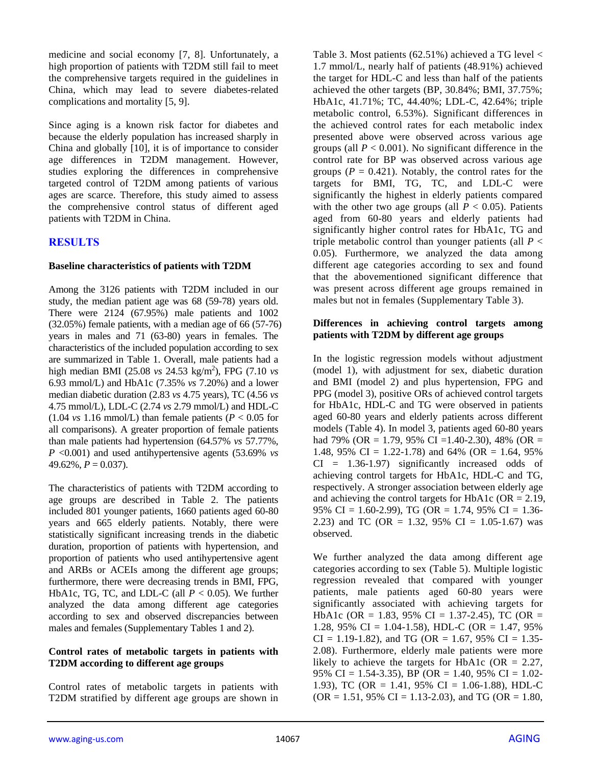medicine and social economy [7, 8]. Unfortunately, a high proportion of patients with T2DM still fail to meet the comprehensive targets required in the guidelines in China, which may lead to severe diabetes-related complications and mortality [5, 9].

Since aging is a known risk factor for diabetes and because the elderly population has increased sharply in China and globally [10], it is of importance to consider age differences in T2DM management. However, studies exploring the differences in comprehensive targeted control of T2DM among patients of various ages are scarce. Therefore, this study aimed to assess the comprehensive control status of different aged patients with T2DM in China.

## RESULTS

### Baseline characteristics of patients with T2DM

Among the 3126 patients with T2DM included in our study, the median patient age was 68 (59-78) years old. There were 2124 (67.95%) male patients and 1002 (32.05%) female patients, with a median age of 66 (57-76) years in males and 71 (63-80) years in females. The characteristics of the included population according to sex are summarized in Table 1. Overall, male patients had a high median BMI (25.08 *vs* 24.53 kg/m$^2$), FPG (7.10 *vs* 6.93 mmol/L) and HbA1c (7.35% *vs* 7.20%) and a lower median diabetic duration (2.83 *vs* 4.75 years), TC (4.56 *vs* 4.75 mmol/L), LDL-C (2.74 *vs* 2.79 mmol/L) and HDL-C (1.04 *vs* 1.16 mmol/L) than female patients ($P < 0.05$ for all comparisons). A greater proportion of female patients than male patients had hypertension (64.57% *vs* 57.77%, $P < 0.001$) and used antihypertensive agents (53.69% *vs* 49.62%, $P = 0.037$).

The characteristics of patients with T2DM according to age groups are described in Table 2. The patients included 801 younger patients, 1660 patients aged 60-80 years and 665 elderly patients. Notably, there were statistically significant increasing trends in the diabetic duration, proportion of patients with hypertension, and proportion of patients who used antihypertensive agent and ARBs or ACEIs among the different age groups; furthermore, there were decreasing trends in BMI, FPG, HbA1c, TG, TC, and LDL-C (all $P < 0.05$). We further analyzed the data among different age categories according to sex and observed discrepancies between males and females (Supplementary Tables 1 and 2).

### Control rates of metabolic targets in patients with T2DM according to different age groups

Control rates of metabolic targets in patients with T2DM stratified by different age groups are shown in Table 3. Most patients (62.51%) achieved a TG level < 1.7 mmol/L, nearly half of patients (48.91%) achieved the target for HDL-C and less than half of the patients achieved the other targets (BP, 30.84%; BMI, 37.75%; HbA1c, 41.71%; TC, 44.40%; LDL-C, 42.64%; triple metabolic control, 6.53%). Significant differences in the achieved control rates for each metabolic index presented above were observed across various age groups (all $P < 0.001$). No significant difference in the control rate for BP was observed across various age groups ($P = 0.421$). Notably, the control rates for the targets for BMI, TG, TC, and LDL-C were significantly the highest in elderly patients compared with the other two age groups (all $P < 0.05$). Patients aged from 60-80 years and elderly patients had significantly higher control rates for HbA1c, TG and triple metabolic control than younger patients (all $P < 0.05$). Furthermore, we analyzed the data among different age categories according to sex and found that the abovementioned significant difference that was present across different age groups remained in males but not in females (Supplementary Table 3).

### Differences in achieving control targets among patients with T2DM by different age groups

In the logistic regression models without adjustment (model 1), with adjustment for sex, diabetic duration and BMI (model 2) and plus hypertension, FPG and PPG (model 3), positive ORs of achieved control targets for HbA1c, HDL-C and TG were observed in patients aged 60-80 years and elderly patients across different models (Table 4). In model 3, patients aged 60-80 years had 79% (OR = 1.79, 95% CI =1.40-2.30), 48% (OR = 1.48, 95% CI = 1.22-1.78) and 64% (OR = 1.64, 95% CI = 1.36-1.97) significantly increased odds of achieving control targets for HbA1c, HDL-C and TG, respectively. A stronger association between elderly age and achieving the control targets for HbA1c (OR = 2.19, 95% CI = 1.60-2.99), TG (OR = 1.74, 95% CI = 1.36-2.23) and TC (OR = 1.32, 95% CI = 1.05-1.67) was observed.

We further analyzed the data among different age categories according to sex (Table 5). Multiple logistic regression revealed that compared with younger patients, male patients aged 60-80 years were significantly associated with achieving targets for HbA1c (OR = 1.83, 95% CI = 1.37-2.45), TC (OR = 1.28, 95% CI = 1.04-1.58), HDL-C (OR = 1.47, 95% CI = 1.19-1.82), and TG (OR = 1.67, 95% CI = 1.35-2.08). Furthermore, elderly male patients were more likely to achieve the targets for HbA1c (OR = 2.27, 95% CI = 1.54-3.35), BP (OR = 1.40, 95% CI = 1.02-1.93), TC (OR = 1.41, 95% CI = 1.06-1.88), HDL-C (OR = 1.51, 95% CI = 1.13-2.03), and TG (OR = 1.80,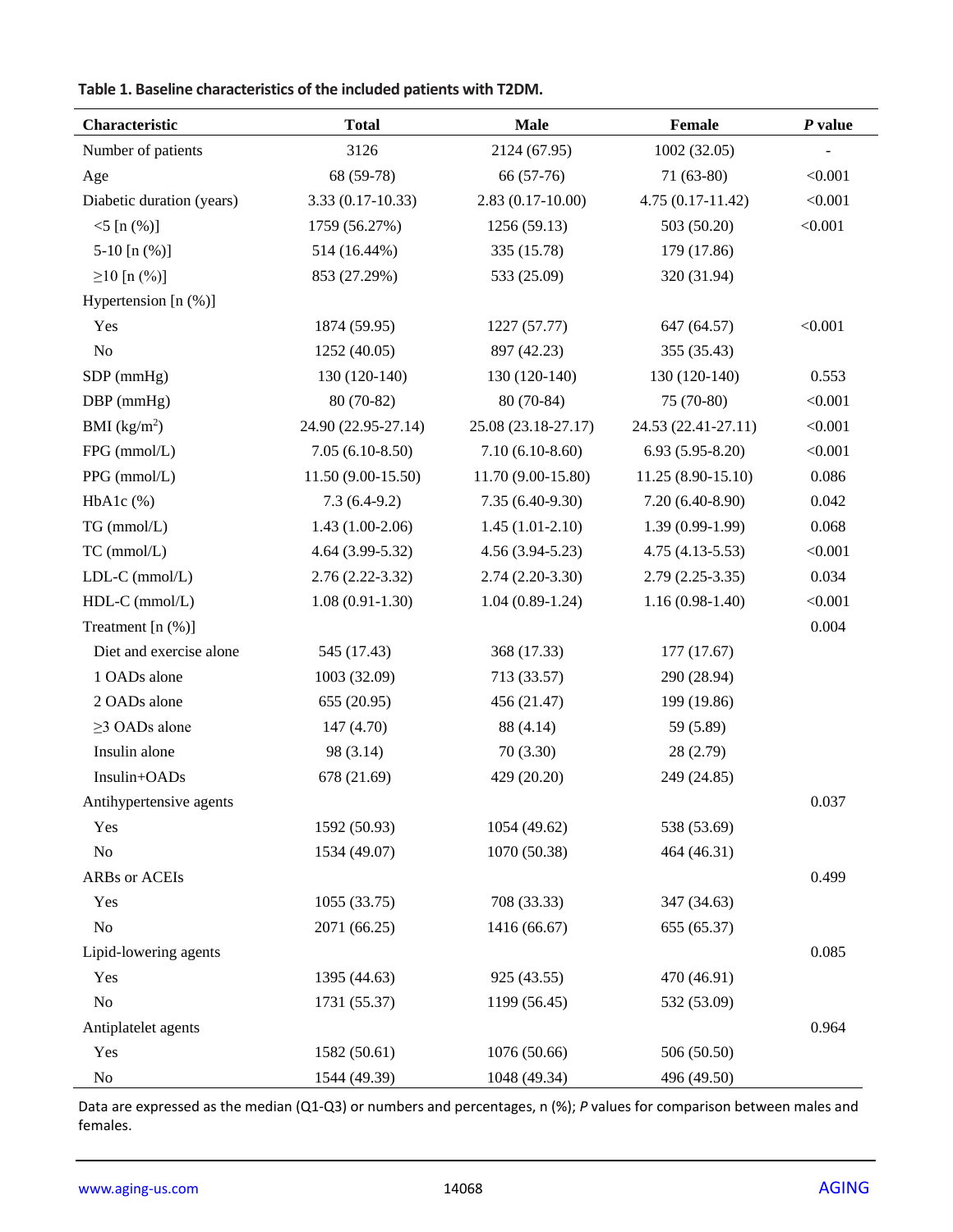**Table 1. Baseline characteristics of the included patients with T2DM.**

| Characteristic | Total | Male | Female | *P* value |
|---|---|---|---|---|
| Number of patients | 3126 | 2124 (67.95) | 1002 (32.05) | - |
| Age | 68 (59-78) | 66 (57-76) | 71 (63-80) | <0.001 |
| Diabetic duration (years) | 3.33 (0.17-10.33) | 2.83 (0.17-10.00) | 4.75 (0.17-11.42) | <0.001 |
| <5 [n (%)] | 1759 (56.27%) | 1256 (59.13) | 503 (50.20) | <0.001 |
| 5-10 [n (%)] | 514 (16.44%) | 335 (15.78) | 179 (17.86) | |
| ≥10 [n (%)] | 853 (27.29%) | 533 (25.09) | 320 (31.94) | |
| Hypertension [n (%)] | | | | |
| Yes | 1874 (59.95) | 1227 (57.77) | 647 (64.57) | <0.001 |
| No | 1252 (40.05) | 897 (42.23) | 355 (35.43) | |
| SDP (mmHg) | 130 (120-140) | 130 (120-140) | 130 (120-140) | 0.553 |
| DBP (mmHg) | 80 (70-82) | 80 (70-84) | 75 (70-80) | <0.001 |
| BMI (kg/m$^2$) | 24.90 (22.95-27.14) | 25.08 (23.18-27.17) | 24.53 (22.41-27.11) | <0.001 |
| FPG (mmol/L) | 7.05 (6.10-8.50) | 7.10 (6.10-8.60) | 6.93 (5.95-8.20) | <0.001 |
| PPG (mmol/L) | 11.50 (9.00-15.50) | 11.70 (9.00-15.80) | 11.25 (8.90-15.10) | 0.086 |
| HbA1c (%) | 7.3 (6.4-9.2) | 7.35 (6.40-9.30) | 7.20 (6.40-8.90) | 0.042 |
| TG (mmol/L) | 1.43 (1.00-2.06) | 1.45 (1.01-2.10) | 1.39 (0.99-1.99) | 0.068 |
| TC (mmol/L) | 4.64 (3.99-5.32) | 4.56 (3.94-5.23) | 4.75 (4.13-5.53) | <0.001 |
| LDL-C (mmol/L) | 2.76 (2.22-3.32) | 2.74 (2.20-3.30) | 2.79 (2.25-3.35) | 0.034 |
| HDL-C (mmol/L) | 1.08 (0.91-1.30) | 1.04 (0.89-1.24) | 1.16 (0.98-1.40) | <0.001 |
| Treatment [n (%)] | | | | 0.004 |
| Diet and exercise alone | 545 (17.43) | 368 (17.33) | 177 (17.67) | |
| 1 OADs alone | 1003 (32.09) | 713 (33.57) | 290 (28.94) | |
| 2 OADs alone | 655 (20.95) | 456 (21.47) | 199 (19.86) | |
| ≥3 OADs alone | 147 (4.70) | 88 (4.14) | 59 (5.89) | |
| Insulin alone | 98 (3.14) | 70 (3.30) | 28 (2.79) | |
| Insulin+OADs | 678 (21.69) | 429 (20.20) | 249 (24.85) | |
| Antihypertensive agents | | | | 0.037 |
| Yes | 1592 (50.93) | 1054 (49.62) | 538 (53.69) | |
| No | 1534 (49.07) | 1070 (50.38) | 464 (46.31) | |
| ARBs or ACEIs | | | | 0.499 |
| Yes | 1055 (33.75) | 708 (33.33) | 347 (34.63) | |
| No | 2071 (66.25) | 1416 (66.67) | 655 (65.37) | |
| Lipid-lowering agents | | | | 0.085 |
| Yes | 1395 (44.63) | 925 (43.55) | 470 (46.91) | |
| No | 1731 (55.37) | 1199 (56.45) | 532 (53.09) | |
| Antiplatelet agents | | | | 0.964 |
| Yes | 1582 (50.61) | 1076 (50.66) | 506 (50.50) | |
| No | 1544 (49.39) | 1048 (49.34) | 496 (49.50) | |

Data are expressed as the median (Q1-Q3) or numbers and percentages, n (%); *P* values for comparison between males and females.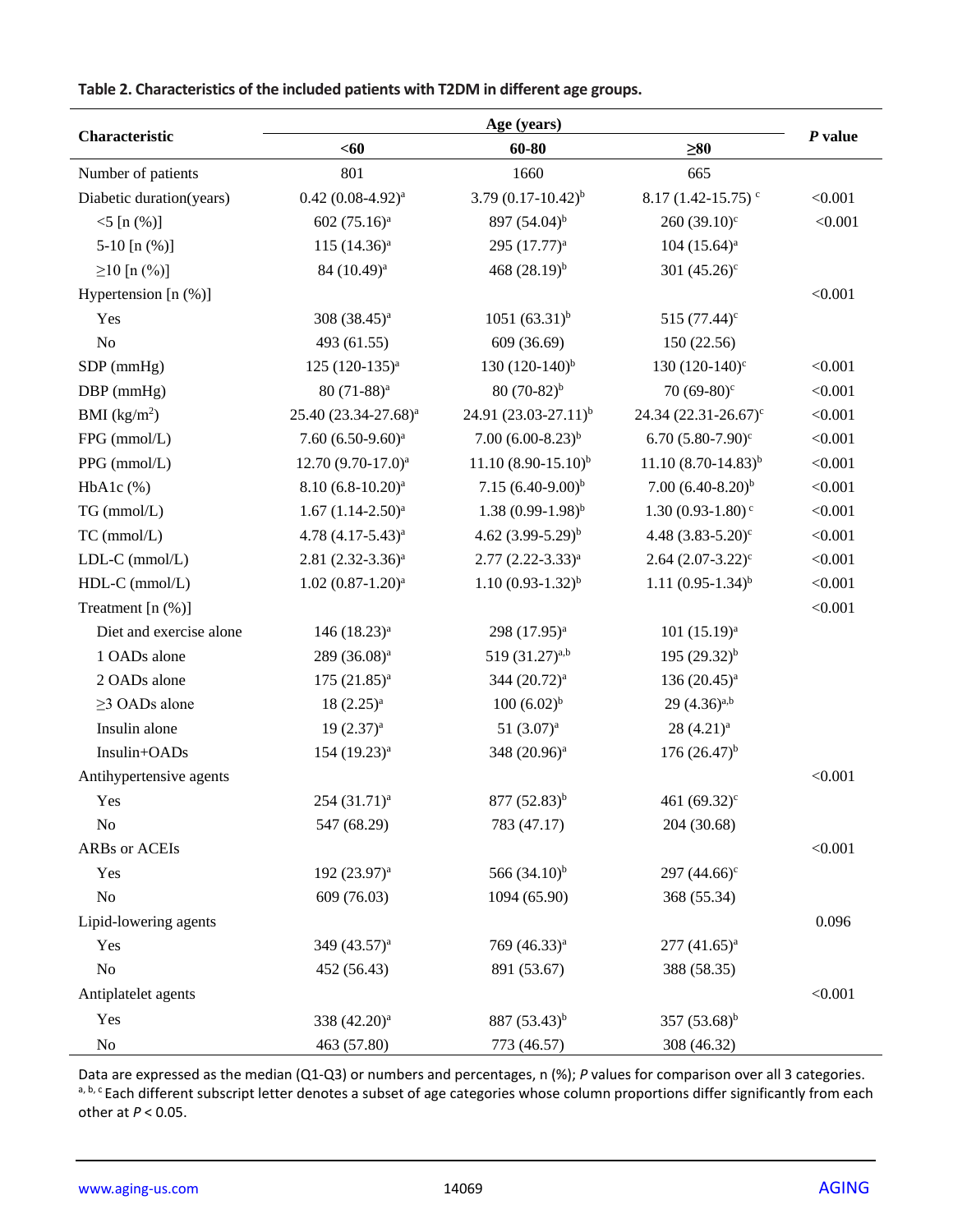**Table 2. Characteristics of the included patients with T2DM in different age groups.**

| Characteristic | Age (years) | | | *P* value |
|---|---|---|---|---|
| | <60 | 60-80 | ≥80 | |
| Number of patients | 801 | 1660 | 665 | |
| Diabetic duration(years) | 0.42 (0.08-4.92)[a] | 3.79 (0.17-10.42)[b] | 8.17 (1.42-15.75)[c] | <0.001 |
| <5 [n (%)] | 602 (75.16)[a] | 897 (54.04)[b] | 260 (39.10)[c] | <0.001 |
| 5-10 [n (%)] | 115 (14.36)[a] | 295 (17.77)[a] | 104 (15.64)[a] | |
| ≥10 [n (%)] | 84 (10.49)[a] | 468 (28.19)[b] | 301 (45.26)[c] | |
| Hypertension [n (%)] | | | | <0.001 |
| Yes | 308 (38.45)[a] | 1051 (63.31)[b] | 515 (77.44)[c] | |
| No | 493 (61.55) | 609 (36.69) | 150 (22.56) | |
| SDP (mmHg) | 125 (120-135)[a] | 130 (120-140)[b] | 130 (120-140)[c] | <0.001 |
| DBP (mmHg) | 80 (71-88)[a] | 80 (70-82)[b] | 70 (69-80)[c] | <0.001 |
| BMI (kg/m$^2$) | 25.40 (23.34-27.68)[a] | 24.91 (23.03-27.11)[b] | 24.34 (22.31-26.67)[c] | <0.001 |
| FPG (mmol/L) | 7.60 (6.50-9.60)[a] | 7.00 (6.00-8.23)[b] | 6.70 (5.80-7.90)[c] | <0.001 |
| PPG (mmol/L) | 12.70 (9.70-17.0)[a] | 11.10 (8.90-15.10)[b] | 11.10 (8.70-14.83)[b] | <0.001 |
| HbA1c (%) | 8.10 (6.8-10.20)[a] | 7.15 (6.40-9.00)[b] | 7.00 (6.40-8.20)[b] | <0.001 |
| TG (mmol/L) | 1.67 (1.14-2.50)[a] | 1.38 (0.99-1.98)[b] | 1.30 (0.93-1.80)[c] | <0.001 |
| TC (mmol/L) | 4.78 (4.17-5.43)[a] | 4.62 (3.99-5.29)[b] | 4.48 (3.83-5.20)[c] | <0.001 |
| LDL-C (mmol/L) | 2.81 (2.32-3.36)[a] | 2.77 (2.22-3.33)[a] | 2.64 (2.07-3.22)[c] | <0.001 |
| HDL-C (mmol/L) | 1.02 (0.87-1.20)[a] | 1.10 (0.93-1.32)[b] | 1.11 (0.95-1.34)[b] | <0.001 |
| Treatment [n (%)] | | | | <0.001 |
| Diet and exercise alone | 146 (18.23)[a] | 298 (17.95)[a] | 101 (15.19)[a] | |
| 1 OADs alone | 289 (36.08)[a] | 519 (31.27)[a,b] | 195 (29.32)[b] | |
| 2 OADs alone | 175 (21.85)[a] | 344 (20.72)[a] | 136 (20.45)[a] | |
| ≥3 OADs alone | 18 (2.25)[a] | 100 (6.02)[b] | 29 (4.36)[a,b] | |
| Insulin alone | 19 (2.37)[a] | 51 (3.07)[a] | 28 (4.21)[a] | |
| Insulin+OADs | 154 (19.23)[a] | 348 (20.96)[a] | 176 (26.47)[b] | |
| Antihypertensive agents | | | | <0.001 |
| Yes | 254 (31.71)[a] | 877 (52.83)[b] | 461 (69.32)[c] | |
| No | 547 (68.29) | 783 (47.17) | 204 (30.68) | |
| ARBs or ACEIs | | | | <0.001 |
| Yes | 192 (23.97)[a] | 566 (34.10)[b] | 297 (44.66)[c] | |
| No | 609 (76.03) | 1094 (65.90) | 368 (55.34) | |
| Lipid-lowering agents | | | | 0.096 |
| Yes | 349 (43.57)[a] | 769 (46.33)[a] | 277 (41.65)[a] | |
| No | 452 (56.43) | 891 (53.67) | 388 (58.35) | |
| Antiplatelet agents | | | | <0.001 |
| Yes | 338 (42.20)[a] | 887 (53.43)[b] | 357 (53.68)[b] | |
| No | 463 (57.80) | 773 (46.57) | 308 (46.32) | |

Data are expressed as the median (Q1-Q3) or numbers and percentages, n (%); *P* values for comparison over all 3 categories.
[a, b, c] Each different subscript letter denotes a subset of age categories whose column proportions differ significantly from each other at $P < 0.05$.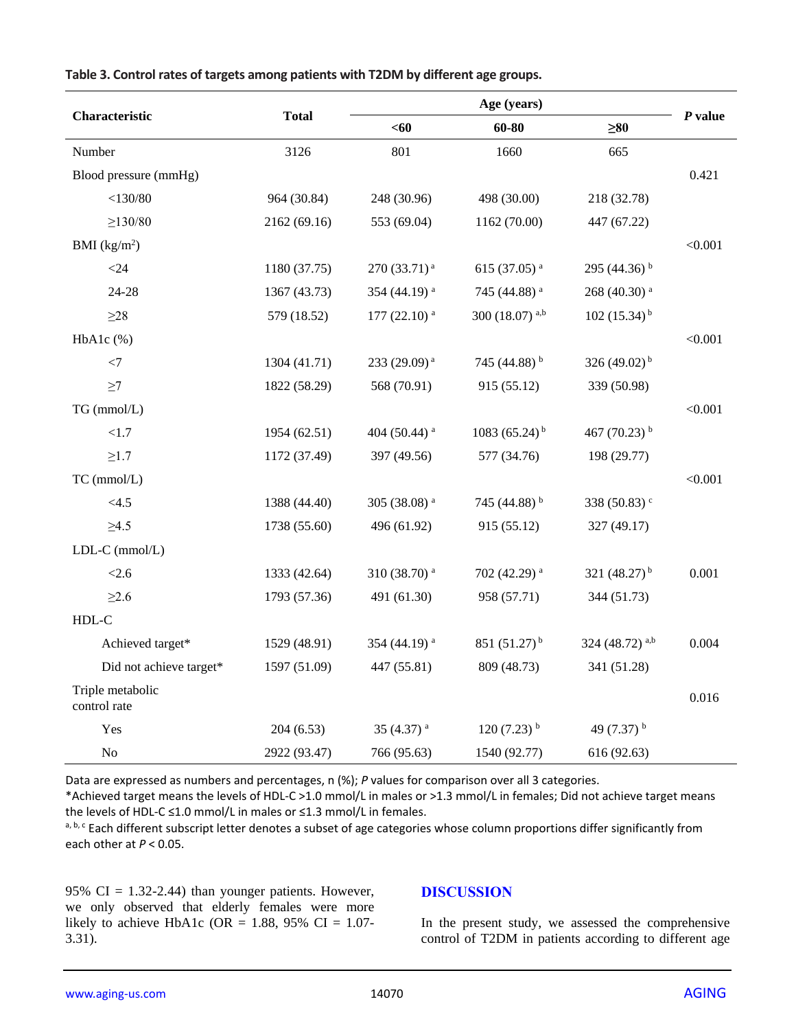**Table 3. Control rates of targets among patients with T2DM by different age groups.**

| Characteristic | Total | Age (years) | | | *P* value |
|---|---|---|---|---|---|
| | | <60 | 60-80 | ≥80 | |
| Number | 3126 | 801 | 1660 | 665 | |
| Blood pressure (mmHg) | | | | | 0.421 |
| <130/80 | 964 (30.84) | 248 (30.96) | 498 (30.00) | 218 (32.78) | |
| ≥130/80 | 2162 (69.16) | 553 (69.04) | 1162 (70.00) | 447 (67.22) | |
| BMI (kg/m$^2$) | | | | | <0.001 |
| <24 | 1180 (37.75) | 270 (33.71) [a] | 615 (37.05) [a] | 295 (44.36) [b] | |
| 24-28 | 1367 (43.73) | 354 (44.19) [a] | 745 (44.88) [a] | 268 (40.30) [a] | |
| ≥28 | 579 (18.52) | 177 (22.10) [a] | 300 (18.07) [a,b] | 102 (15.34) [b] | |
| HbA1c (%) | | | | | <0.001 |
| <7 | 1304 (41.71) | 233 (29.09) [a] | 745 (44.88) [b] | 326 (49.02) [b] | |
| ≥7 | 1822 (58.29) | 568 (70.91) | 915 (55.12) | 339 (50.98) | |
| TG (mmol/L) | | | | | <0.001 |
| <1.7 | 1954 (62.51) | 404 (50.44) [a] | 1083 (65.24) [b] | 467 (70.23) [b] | |
| ≥1.7 | 1172 (37.49) | 397 (49.56) | 577 (34.76) | 198 (29.77) | |
| TC (mmol/L) | | | | | <0.001 |
| <4.5 | 1388 (44.40) | 305 (38.08) [a] | 745 (44.88) [b] | 338 (50.83) [c] | |
| ≥4.5 | 1738 (55.60) | 496 (61.92) | 915 (55.12) | 327 (49.17) | |
| LDL-C (mmol/L) | | | | | |
| <2.6 | 1333 (42.64) | 310 (38.70) [a] | 702 (42.29) [a] | 321 (48.27) [b] | 0.001 |
| ≥2.6 | 1793 (57.36) | 491 (61.30) | 958 (57.71) | 344 (51.73) | |
| HDL-C | | | | | |
| Achieved target* | 1529 (48.91) | 354 (44.19) [a] | 851 (51.27) [b] | 324 (48.72) [a,b] | 0.004 |
| Did not achieve target* | 1597 (51.09) | 447 (55.81) | 809 (48.73) | 341 (51.28) | |
| Triple metabolic control rate | | | | | 0.016 |
| Yes | 204 (6.53) | 35 (4.37) [a] | 120 (7.23) [b] | 49 (7.37) [b] | |
| No | 2922 (93.47) | 766 (95.63) | 1540 (92.77) | 616 (92.63) | |

Data are expressed as numbers and percentages, n (%); *P* values for comparison over all 3 categories.

*Achieved target means the levels of HDL-C >1.0 mmol/L in males or >1.3 mmol/L in females; Did not achieve target means the levels of HDL-C ≤1.0 mmol/L in males or ≤1.3 mmol/L in females.

[a, b, c] Each different subscript letter denotes a subset of age categories whose column proportions differ significantly from each other at $P < 0.05$.

95% CI = 1.32-2.44) than younger patients. However, we only observed that elderly females were more likely to achieve HbA1c (OR = 1.88, 95% CI = 1.07-3.31).

## DISCUSSION

In the present study, we assessed the comprehensive control of T2DM in patients according to different age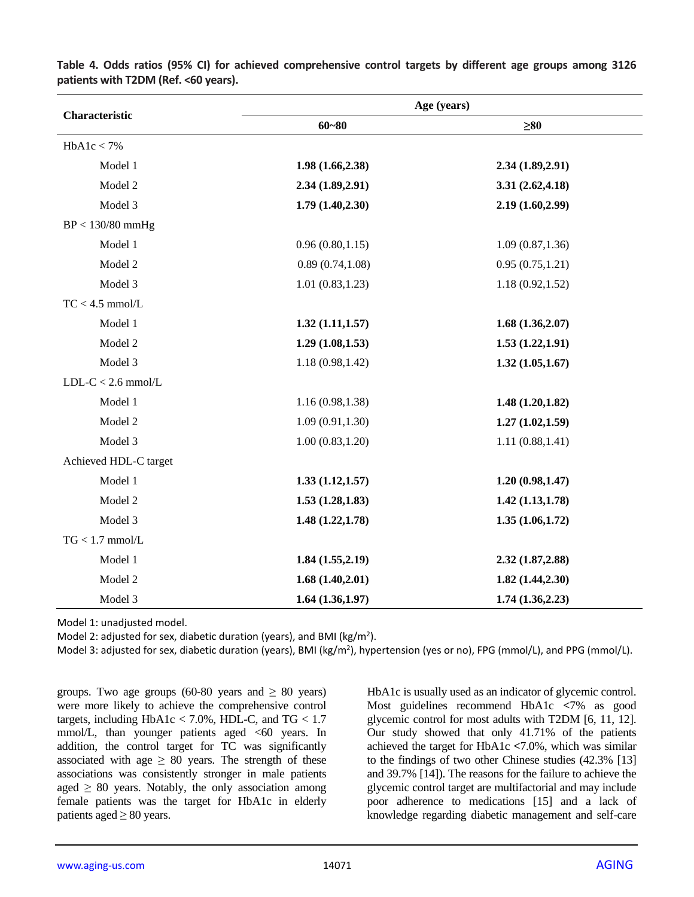**Table 4. Odds ratios (95% CI) for achieved comprehensive control targets by different age groups among 3126 patients with T2DM (Ref. <60 years).**

| Characteristic | Age (years) | |
|---|---|---|
| | 60~80 | ≥80 |
| HbA1c < 7% | | |
| Model 1 | **1.98 (1.66,2.38)** | **2.34 (1.89,2.91)** |
| Model 2 | **2.34 (1.89,2.91)** | **3.31 (2.62,4.18)** |
| Model 3 | **1.79 (1.40,2.30)** | **2.19 (1.60,2.99)** |
| BP < 130/80 mmHg | | |
| Model 1 | 0.96 (0.80,1.15) | 1.09 (0.87,1.36) |
| Model 2 | 0.89 (0.74,1.08) | 0.95 (0.75,1.21) |
| Model 3 | 1.01 (0.83,1.23) | 1.18 (0.92,1.52) |
| TC < 4.5 mmol/L | | |
| Model 1 | **1.32 (1.11,1.57)** | **1.68 (1.36,2.07)** |
| Model 2 | **1.29 (1.08,1.53)** | **1.53 (1.22,1.91)** |
| Model 3 | 1.18 (0.98,1.42) | **1.32 (1.05,1.67)** |
| LDL-C < 2.6 mmol/L | | |
| Model 1 | 1.16 (0.98,1.38) | **1.48 (1.20,1.82)** |
| Model 2 | 1.09 (0.91,1.30) | **1.27 (1.02,1.59)** |
| Model 3 | 1.00 (0.83,1.20) | 1.11 (0.88,1.41) |
| Achieved HDL-C target | | |
| Model 1 | **1.33 (1.12,1.57)** | **1.20 (0.98,1.47)** |
| Model 2 | **1.53 (1.28,1.83)** | **1.42 (1.13,1.78)** |
| Model 3 | **1.48 (1.22,1.78)** | **1.35 (1.06,1.72)** |
| TG < 1.7 mmol/L | | |
| Model 1 | **1.84 (1.55,2.19)** | **2.32 (1.87,2.88)** |
| Model 2 | **1.68 (1.40,2.01)** | **1.82 (1.44,2.30)** |
| Model 3 | **1.64 (1.36,1.97)** | **1.74 (1.36,2.23)** |

Model 1: unadjusted model.
Model 2: adjusted for sex, diabetic duration (years), and BMI (kg/m$^2$).
Model 3: adjusted for sex, diabetic duration (years), BMI (kg/m$^2$), hypertension (yes or no), FPG (mmol/L), and PPG (mmol/L).

groups. Two age groups (60-80 years and ≥ 80 years) were more likely to achieve the comprehensive control targets, including HbA1c < 7.0%, HDL-C, and TG < 1.7 mmol/L, than younger patients aged <60 years. In addition, the control target for TC was significantly associated with age ≥ 80 years. The strength of these associations was consistently stronger in male patients aged ≥ 80 years. Notably, the only association among female patients was the target for HbA1c in elderly patients aged ≥ 80 years.

HbA1c is usually used as an indicator of glycemic control. Most guidelines recommend HbA1c <7% as good glycemic control for most adults with T2DM [6, 11, 12]. Our study showed that only 41.71% of the patients achieved the target for HbA1c <7.0%, which was similar to the findings of two other Chinese studies (42.3% [13] and 39.7% [14]). The reasons for the failure to achieve the glycemic control target are multifactorial and may include poor adherence to medications [15] and a lack of knowledge regarding diabetic management and self-care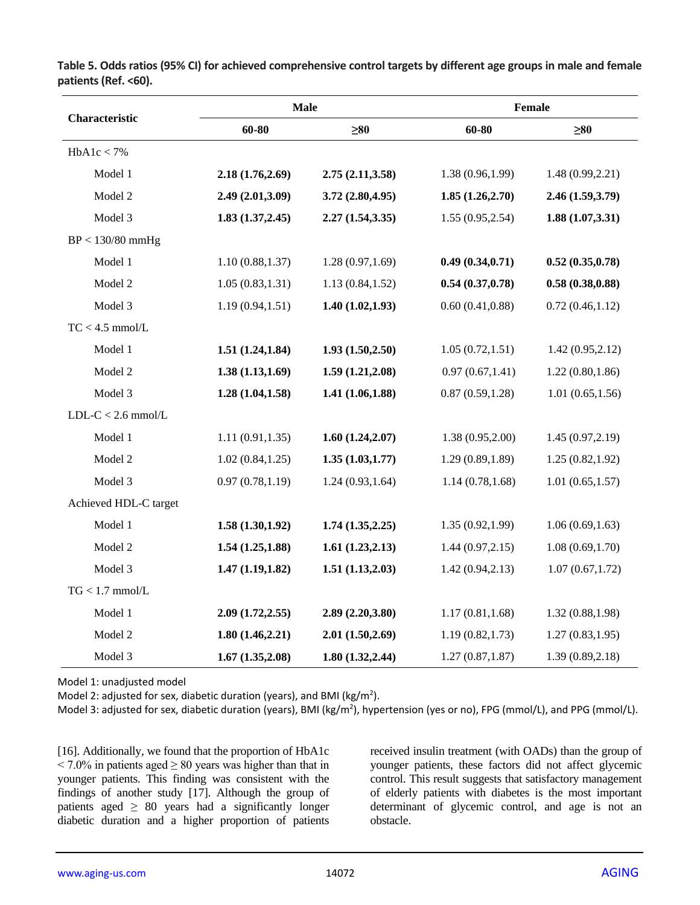**Table 5. Odds ratios (95% CI) for achieved comprehensive control targets by different age groups in male and female patients (Ref. <60).**

| Characteristic | Male | | Female | |
|---|---|---|---|---|
| | 60-80 | ≥80 | 60-80 | ≥80 |
| HbA1c < 7% | | | | |
| Model 1 | **2.18 (1.76,2.69)** | **2.75 (2.11,3.58)** | 1.38 (0.96,1.99) | 1.48 (0.99,2.21) |
| Model 2 | **2.49 (2.01,3.09)** | **3.72 (2.80,4.95)** | **1.85 (1.26,2.70)** | **2.46 (1.59,3.79)** |
| Model 3 | **1.83 (1.37,2.45)** | **2.27 (1.54,3.35)** | 1.55 (0.95,2.54) | **1.88 (1.07,3.31)** |
| BP < 130/80 mmHg | | | | |
| Model 1 | 1.10 (0.88,1.37) | 1.28 (0.97,1.69) | **0.49 (0.34,0.71)** | **0.52 (0.35,0.78)** |
| Model 2 | 1.05 (0.83,1.31) | 1.13 (0.84,1.52) | **0.54 (0.37,0.78)** | **0.58 (0.38,0.88)** |
| Model 3 | 1.19 (0.94,1.51) | **1.40 (1.02,1.93)** | 0.60 (0.41,0.88) | 0.72 (0.46,1.12) |
| TC < 4.5 mmol/L | | | | |
| Model 1 | **1.51 (1.24,1.84)** | **1.93 (1.50,2.50)** | 1.05 (0.72,1.51) | 1.42 (0.95,2.12) |
| Model 2 | **1.38 (1.13,1.69)** | **1.59 (1.21,2.08)** | 0.97 (0.67,1.41) | 1.22 (0.80,1.86) |
| Model 3 | **1.28 (1.04,1.58)** | **1.41 (1.06,1.88)** | 0.87 (0.59,1.28) | 1.01 (0.65,1.56) |
| LDL-C < 2.6 mmol/L | | | | |
| Model 1 | 1.11 (0.91,1.35) | **1.60 (1.24,2.07)** | 1.38 (0.95,2.00) | 1.45 (0.97,2.19) |
| Model 2 | 1.02 (0.84,1.25) | **1.35 (1.03,1.77)** | 1.29 (0.89,1.89) | 1.25 (0.82,1.92) |
| Model 3 | 0.97 (0.78,1.19) | 1.24 (0.93,1.64) | 1.14 (0.78,1.68) | 1.01 (0.65,1.57) |
| Achieved HDL-C target | | | | |
| Model 1 | **1.58 (1.30,1.92)** | **1.74 (1.35,2.25)** | 1.35 (0.92,1.99) | 1.06 (0.69,1.63) |
| Model 2 | **1.54 (1.25,1.88)** | **1.61 (1.23,2.13)** | 1.44 (0.97,2.15) | 1.08 (0.69,1.70) |
| Model 3 | **1.47 (1.19,1.82)** | **1.51 (1.13,2.03)** | 1.42 (0.94,2.13) | 1.07 (0.67,1.72) |
| TG < 1.7 mmol/L | | | | |
| Model 1 | **2.09 (1.72,2.55)** | **2.89 (2.20,3.80)** | 1.17 (0.81,1.68) | 1.32 (0.88,1.98) |
| Model 2 | **1.80 (1.46,2.21)** | **2.01 (1.50,2.69)** | 1.19 (0.82,1.73) | 1.27 (0.83,1.95) |
| Model 3 | **1.67 (1.35,2.08)** | **1.80 (1.32,2.44)** | 1.27 (0.87,1.87) | 1.39 (0.89,2.18) |

Model 1: unadjusted model

Model 2: adjusted for sex, diabetic duration (years), and BMI ($kg/m^2$).

Model 3: adjusted for sex, diabetic duration (years), BMI ($kg/m^2$), hypertension (yes or no), FPG (mmol/L), and PPG (mmol/L).

[16]. Additionally, we found that the proportion of HbA1c < 7.0% in patients aged ≥ 80 years was higher than that in younger patients. This finding was consistent with the findings of another study [17]. Although the group of patients aged ≥ 80 years had a significantly longer diabetic duration and a higher proportion of patients received insulin treatment (with OADs) than the group of younger patients, these factors did not affect glycemic control. This result suggests that satisfactory management of elderly patients with diabetes is the most important determinant of glycemic control, and age is not an obstacle.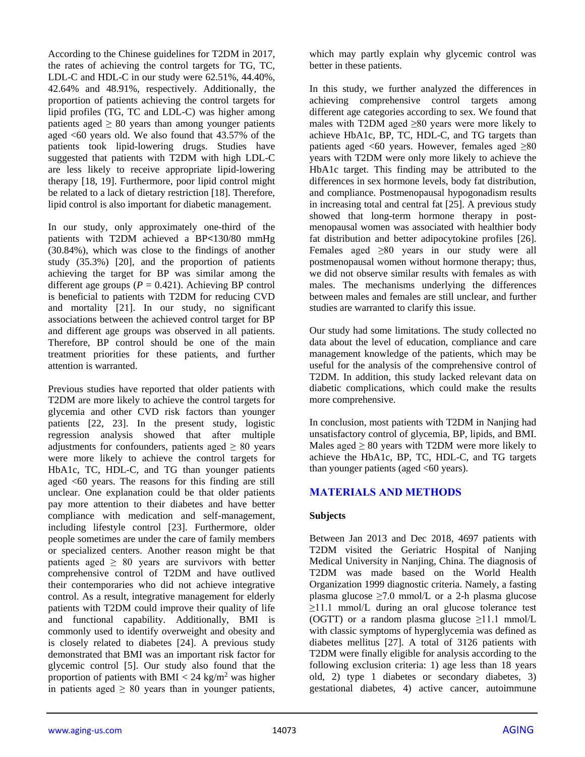According to the Chinese guidelines for T2DM in 2017, the rates of achieving the control targets for TG, TC, LDL-C and HDL-C in our study were 62.51%, 44.40%, 42.64% and 48.91%, respectively. Additionally, the proportion of patients achieving the control targets for lipid profiles (TG, TC and LDL-C) was higher among patients aged ≥ 80 years than among younger patients aged <60 years old. We also found that 43.57% of the patients took lipid-lowering drugs. Studies have suggested that patients with T2DM with high LDL-C are less likely to receive appropriate lipid-lowering therapy [18, 19]. Furthermore, poor lipid control might be related to a lack of dietary restriction [18]. Therefore, lipid control is also important for diabetic management.

In our study, only approximately one-third of the patients with T2DM achieved a BP<130/80 mmHg (30.84%), which was close to the findings of another study (35.3%) [20], and the proportion of patients achieving the target for BP was similar among the different age groups ($P = 0.421$). Achieving BP control is beneficial to patients with T2DM for reducing CVD and mortality [21]. In our study, no significant associations between the achieved control target for BP and different age groups was observed in all patients. Therefore, BP control should be one of the main treatment priorities for these patients, and further attention is warranted.

Previous studies have reported that older patients with T2DM are more likely to achieve the control targets for glycemia and other CVD risk factors than younger patients [22, 23]. In the present study, logistic regression analysis showed that after multiple adjustments for confounders, patients aged ≥ 80 years were more likely to achieve the control targets for HbA1c, TC, HDL-C, and TG than younger patients aged <60 years. The reasons for this finding are still unclear. One explanation could be that older patients pay more attention to their diabetes and have better compliance with medication and self-management, including lifestyle control [23]. Furthermore, older people sometimes are under the care of family members or specialized centers. Another reason might be that patients aged ≥ 80 years are survivors with better comprehensive control of T2DM and have outlived their contemporaries who did not achieve integrative control. As a result, integrative management for elderly patients with T2DM could improve their quality of life and functional capability. Additionally, BMI is commonly used to identify overweight and obesity and is closely related to diabetes [24]. A previous study demonstrated that BMI was an important risk factor for glycemic control [5]. Our study also found that the proportion of patients with BMI < 24 kg/m$^2$ was higher in patients aged ≥ 80 years than in younger patients, which may partly explain why glycemic control was better in these patients.

In this study, we further analyzed the differences in achieving comprehensive control targets among different age categories according to sex. We found that males with T2DM aged ≥80 years were more likely to achieve HbA1c, BP, TC, HDL-C, and TG targets than patients aged <60 years. However, females aged ≥80 years with T2DM were only more likely to achieve the HbA1c target. This finding may be attributed to the differences in sex hormone levels, body fat distribution, and compliance. Postmenopausal hypogonadism results in increasing total and central fat [25]. A previous study showed that long-term hormone therapy in post-menopausal women was associated with healthier body fat distribution and better adipocytokine profiles [26]. Females aged ≥80 years in our study were all postmenopausal women without hormone therapy; thus, we did not observe similar results with females as with males. The mechanisms underlying the differences between males and females are still unclear, and further studies are warranted to clarify this issue.

Our study had some limitations. The study collected no data about the level of education, compliance and care management knowledge of the patients, which may be useful for the analysis of the comprehensive control of T2DM. In addition, this study lacked relevant data on diabetic complications, which could make the results more comprehensive.

In conclusion, most patients with T2DM in Nanjing had unsatisfactory control of glycemia, BP, lipids, and BMI. Males aged ≥ 80 years with T2DM were more likely to achieve the HbA1c, BP, TC, HDL-C, and TG targets than younger patients (aged <60 years).

## MATERIALS AND METHODS

### Subjects

Between Jan 2013 and Dec 2018, 4697 patients with T2DM visited the Geriatric Hospital of Nanjing Medical University in Nanjing, China. The diagnosis of T2DM was made based on the World Health Organization 1999 diagnostic criteria. Namely, a fasting plasma glucose ≥7.0 mmol/L or a 2-h plasma glucose ≥11.1 mmol/L during an oral glucose tolerance test (OGTT) or a random plasma glucose ≥11.1 mmol/L with classic symptoms of hyperglycemia was defined as diabetes mellitus [27]. A total of 3126 patients with T2DM were finally eligible for analysis according to the following exclusion criteria: 1) age less than 18 years old, 2) type 1 diabetes or secondary diabetes, 3) gestational diabetes, 4) active cancer, autoimmune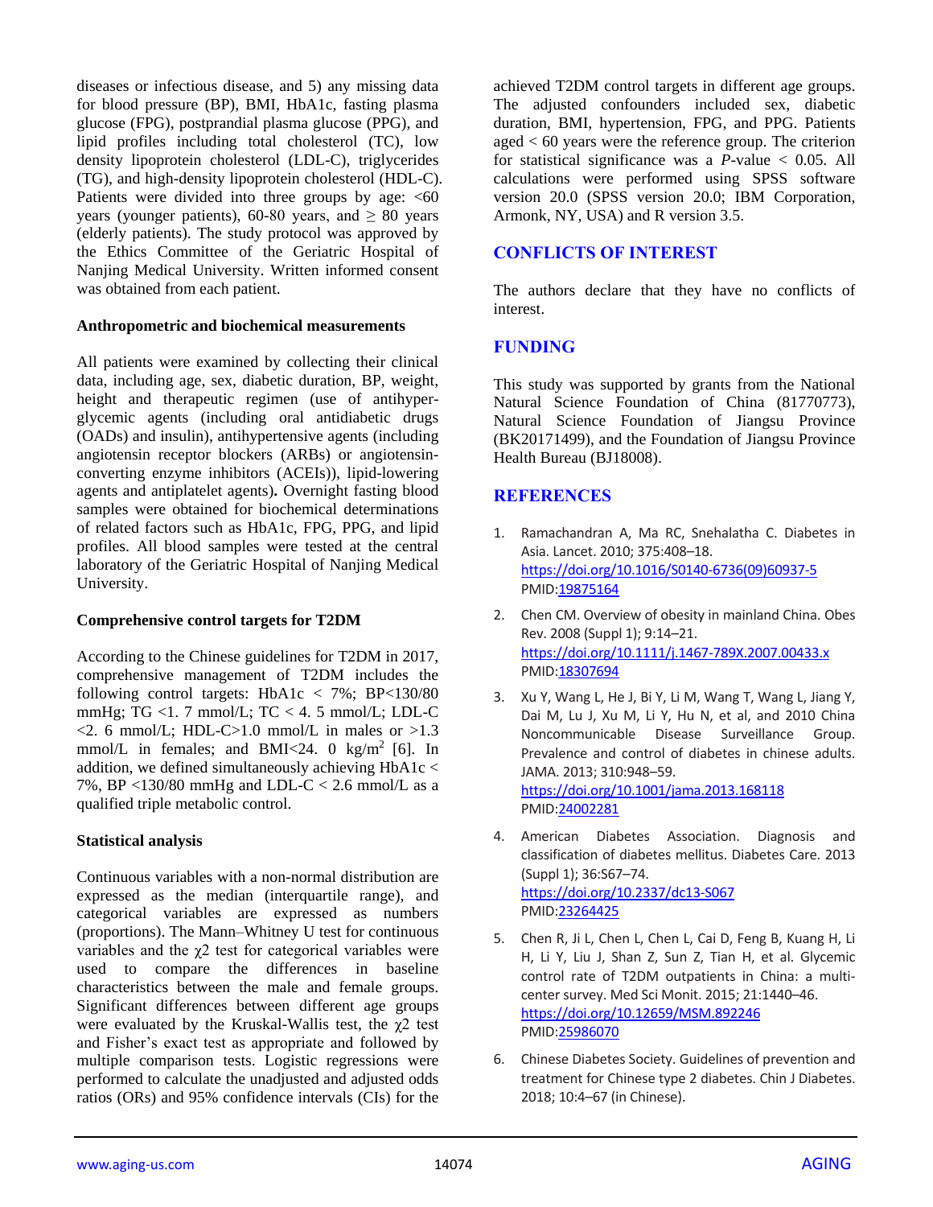diseases or infectious disease, and 5) any missing data for blood pressure (BP), BMI, HbA1c, fasting plasma glucose (FPG), postprandial plasma glucose (PPG), and lipid profiles including total cholesterol (TC), low density lipoprotein cholesterol (LDL-C), triglycerides (TG), and high-density lipoprotein cholesterol (HDL-C). Patients were divided into three groups by age: <60 years (younger patients), 60-80 years, and ≥ 80 years (elderly patients). The study protocol was approved by the Ethics Committee of the Geriatric Hospital of Nanjing Medical University. Written informed consent was obtained from each patient.

### Anthropometric and biochemical measurements

All patients were examined by collecting their clinical data, including age, sex, diabetic duration, BP, weight, height and therapeutic regimen (use of antihyperglycemic agents (including oral antidiabetic drugs (OADs) and insulin), antihypertensive agents (including angiotensin receptor blockers (ARBs) or angiotensin-converting enzyme inhibitors (ACEIs)), lipid-lowering agents and antiplatelet agents)**.** Overnight fasting blood samples were obtained for biochemical determinations of related factors such as HbA1c, FPG, PPG, and lipid profiles. All blood samples were tested at the central laboratory of the Geriatric Hospital of Nanjing Medical University.

### Comprehensive control targets for T2DM

According to the Chinese guidelines for T2DM in 2017, comprehensive management of T2DM includes the following control targets: HbA1c < 7%; BP<130/80 mmHg; TG <1. 7 mmol/L; TC < 4. 5 mmol/L; LDL-C <2. 6 mmol/L; HDL-C>1.0 mmol/L in males or >1.3 mmol/L in females; and BMI<24. 0 $kg/m^2$ [6]. In addition, we defined simultaneously achieving HbA1c < 7%, BP <130/80 mmHg and LDL-C < 2.6 mmol/L as a qualified triple metabolic control.

### Statistical analysis

Continuous variables with a non-normal distribution are expressed as the median (interquartile range), and categorical variables are expressed as numbers (proportions). The Mann–Whitney U test for continuous variables and the $\chi 2$ test for categorical variables were used to compare the differences in baseline characteristics between the male and female groups. Significant differences between different age groups were evaluated by the Kruskal-Wallis test, the $\chi 2$ test and Fisher's exact test as appropriate and followed by multiple comparison tests. Logistic regressions were performed to calculate the unadjusted and adjusted odds ratios (ORs) and 95% confidence intervals (CIs) for the achieved T2DM control targets in different age groups. The adjusted confounders included sex, diabetic duration, BMI, hypertension, FPG, and PPG. Patients aged < 60 years were the reference group. The criterion for statistical significance was a *P*-value < 0.05. All calculations were performed using SPSS software version 20.0 (SPSS version 20.0; IBM Corporation, Armonk, NY, USA) and R version 3.5.

## CONFLICTS OF INTEREST

The authors declare that they have no conflicts of interest.

## FUNDING

This study was supported by grants from the National Natural Science Foundation of China (81770773), Natural Science Foundation of Jiangsu Province (BK20171499), and the Foundation of Jiangsu Province Health Bureau (BJ18008).

## REFERENCES

1. Ramachandran A, Ma RC, Snehalatha C. Diabetes in Asia. Lancet. 2010; 375:408–18. https://doi.org/10.1016/S0140-6736(09)60937-5 PMID:19875164
2. Chen CM. Overview of obesity in mainland China. Obes Rev. 2008 (Suppl 1); 9:14–21. https://doi.org/10.1111/j.1467-789X.2007.00433.x PMID:18307694
3. Xu Y, Wang L, He J, Bi Y, Li M, Wang T, Wang L, Jiang Y, Dai M, Lu J, Xu M, Li Y, Hu N, et al, and 2010 China Noncommunicable Disease Surveillance Group. Prevalence and control of diabetes in chinese adults. JAMA. 2013; 310:948–59. https://doi.org/10.1001/jama.2013.168118 PMID:24002281
4. American Diabetes Association. Diagnosis and classification of diabetes mellitus. Diabetes Care. 2013 (Suppl 1); 36:S67–74. https://doi.org/10.2337/dc13-S067 PMID:23264425
5. Chen R, Ji L, Chen L, Chen L, Cai D, Feng B, Kuang H, Li H, Li Y, Liu J, Shan Z, Sun Z, Tian H, et al. Glycemic control rate of T2DM outpatients in China: a multi-center survey. Med Sci Monit. 2015; 21:1440–46. https://doi.org/10.12659/MSM.892246 PMID:25986070
6. Chinese Diabetes Society. Guidelines of prevention and treatment for Chinese type 2 diabetes. Chin J Diabetes. 2018; 10:4–67 (in Chinese).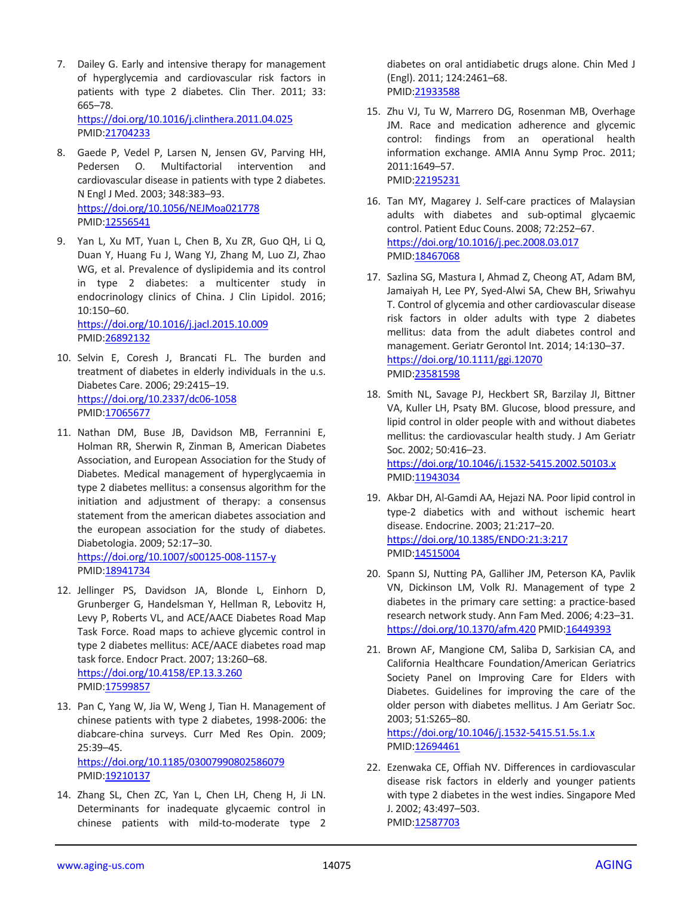7. Dailey G. Early and intensive therapy for management of hyperglycemia and cardiovascular risk factors in patients with type 2 diabetes. Clin Ther. 2011; 33: 665–78.
   https://doi.org/10.1016/j.clinthera.2011.04.025
   PMID:21704233

8. Gaede P, Vedel P, Larsen N, Jensen GV, Parving HH, Pedersen O. Multifactorial intervention and cardiovascular disease in patients with type 2 diabetes. N Engl J Med. 2003; 348:383–93.
   https://doi.org/10.1056/NEJMoa021778
   PMID:12556541

9. Yan L, Xu MT, Yuan L, Chen B, Xu ZR, Guo QH, Li Q, Duan Y, Huang Fu J, Wang YJ, Zhang M, Luo ZJ, Zhao WG, et al. Prevalence of dyslipidemia and its control in type 2 diabetes: a multicenter study in endocrinology clinics of China. J Clin Lipidol. 2016; 10:150–60.
   https://doi.org/10.1016/j.jacl.2015.10.009
   PMID:26892132

10. Selvin E, Coresh J, Brancati FL. The burden and treatment of diabetes in elderly individuals in the u.s. Diabetes Care. 2006; 29:2415–19.
    https://doi.org/10.2337/dc06-1058
    PMID:17065677

11. Nathan DM, Buse JB, Davidson MB, Ferrannini E, Holman RR, Sherwin R, Zinman B, American Diabetes Association, and European Association for the Study of Diabetes. Medical management of hyperglycaemia in type 2 diabetes mellitus: a consensus algorithm for the initiation and adjustment of therapy: a consensus statement from the american diabetes association and the european association for the study of diabetes. Diabetologia. 2009; 52:17–30.
    https://doi.org/10.1007/s00125-008-1157-y
    PMID:18941734

12. Jellinger PS, Davidson JA, Blonde L, Einhorn D, Grunberger G, Handelsman Y, Hellman R, Lebovitz H, Levy P, Roberts VL, and ACE/AACE Diabetes Road Map Task Force. Road maps to achieve glycemic control in type 2 diabetes mellitus: ACE/AACE diabetes road map task force. Endocr Pract. 2007; 13:260–68.
    https://doi.org/10.4158/EP.13.3.260
    PMID:17599857

13. Pan C, Yang W, Jia W, Weng J, Tian H. Management of chinese patients with type 2 diabetes, 1998-2006: the diabcare-china surveys. Curr Med Res Opin. 2009; 25:39–45.
    https://doi.org/10.1185/03007990802586079
    PMID:19210137

14. Zhang SL, Chen ZC, Yan L, Chen LH, Cheng H, Ji LN. Determinants for inadequate glycaemic control in chinese patients with mild-to-moderate type 2 diabetes on oral antidiabetic drugs alone. Chin Med J (Engl). 2011; 124:2461–68.
    PMID:21933588

15. Zhu VJ, Tu W, Marrero DG, Rosenman MB, Overhage JM. Race and medication adherence and glycemic control: findings from an operational health information exchange. AMIA Annu Symp Proc. 2011; 2011:1649–57.
    PMID:22195231

16. Tan MY, Magarey J. Self-care practices of Malaysian adults with diabetes and sub-optimal glycaemic control. Patient Educ Couns. 2008; 72:252–67.
    https://doi.org/10.1016/j.pec.2008.03.017
    PMID:18467068

17. Sazlina SG, Mastura I, Ahmad Z, Cheong AT, Adam BM, Jamaiyah H, Lee PY, Syed-Alwi SA, Chew BH, Sriwahyu T. Control of glycemia and other cardiovascular disease risk factors in older adults with type 2 diabetes mellitus: data from the adult diabetes control and management. Geriatr Gerontol Int. 2014; 14:130–37.
    https://doi.org/10.1111/ggi.12070
    PMID:23581598

18. Smith NL, Savage PJ, Heckbert SR, Barzilay JI, Bittner VA, Kuller LH, Psaty BM. Glucose, blood pressure, and lipid control in older people with and without diabetes mellitus: the cardiovascular health study. J Am Geriatr Soc. 2002; 50:416–23.
    https://doi.org/10.1046/j.1532-5415.2002.50103.x
    PMID:11943034

19. Akbar DH, Al-Gamdi AA, Hejazi NA. Poor lipid control in type-2 diabetics with and without ischemic heart disease. Endocrine. 2003; 21:217–20.
    https://doi.org/10.1385/ENDO:21:3:217
    PMID:14515004

20. Spann SJ, Nutting PA, Galliher JM, Peterson KA, Pavlik VN, Dickinson LM, Volk RJ. Management of type 2 diabetes in the primary care setting: a practice-based research network study. Ann Fam Med. 2006; 4:23–31.
    https://doi.org/10.1370/afm.420 PMID:16449393

21. Brown AF, Mangione CM, Saliba D, Sarkisian CA, and California Healthcare Foundation/American Geriatrics Society Panel on Improving Care for Elders with Diabetes. Guidelines for improving the care of the older person with diabetes mellitus. J Am Geriatr Soc. 2003; 51:S265–80.
    https://doi.org/10.1046/j.1532-5415.51.5s.1.x
    PMID:12694461

22. Ezenwaka CE, Offiah NV. Differences in cardiovascular disease risk factors in elderly and younger patients with type 2 diabetes in the west indies. Singapore Med J. 2002; 43:497–503.
    PMID:12587703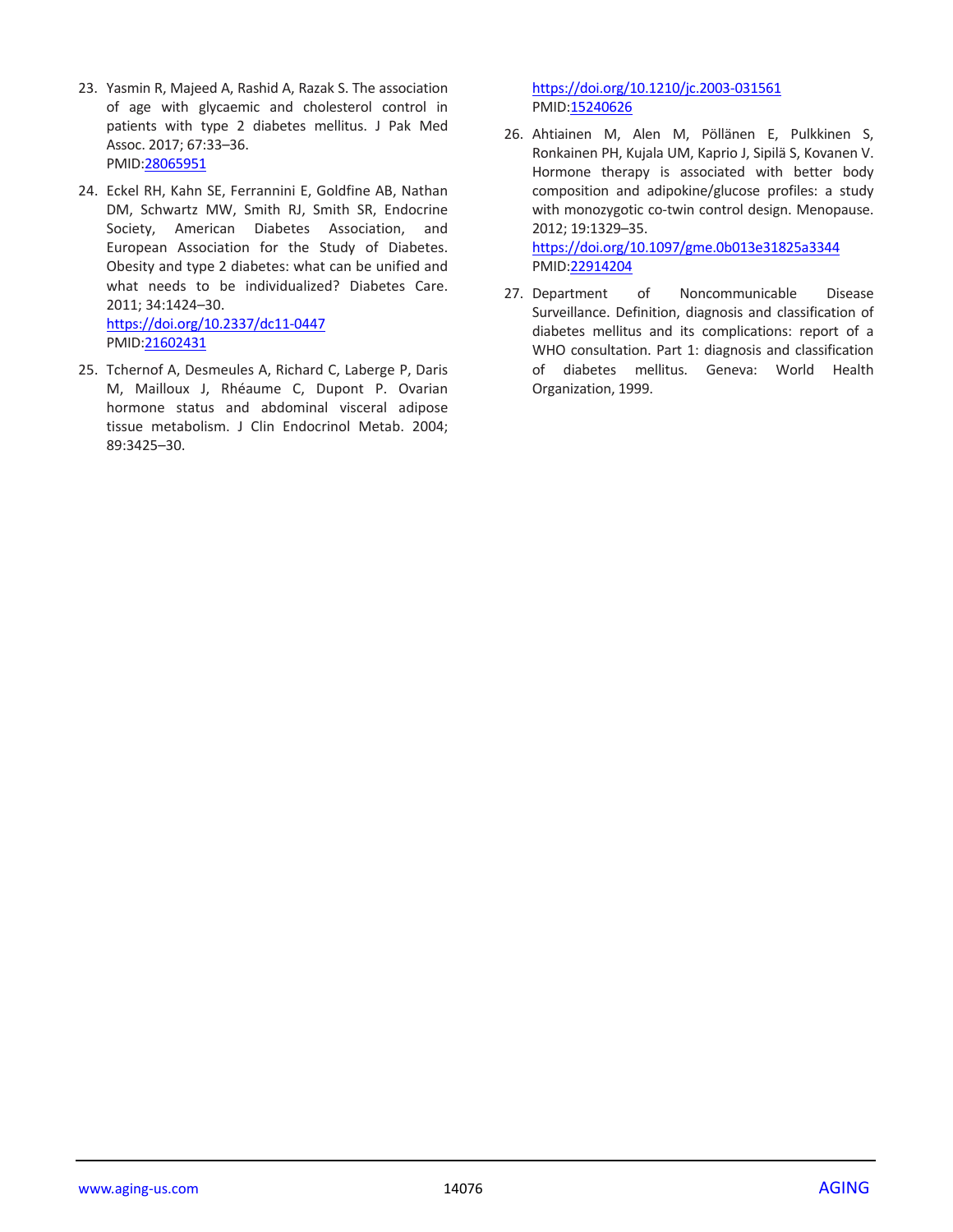23. Yasmin R, Majeed A, Rashid A, Razak S. The association of age with glycaemic and cholesterol control in patients with type 2 diabetes mellitus. J Pak Med Assoc. 2017; 67:33–36.
PMID:28065951

24. Eckel RH, Kahn SE, Ferrannini E, Goldfine AB, Nathan DM, Schwartz MW, Smith RJ, Smith SR, Endocrine Society, American Diabetes Association, and European Association for the Study of Diabetes. Obesity and type 2 diabetes: what can be unified and what needs to be individualized? Diabetes Care. 2011; 34:1424–30.
https://doi.org/10.2337/dc11-0447
PMID:21602431

25. Tchernof A, Desmeules A, Richard C, Laberge P, Daris M, Mailloux J, Rhéaume C, Dupont P. Ovarian hormone status and abdominal visceral adipose tissue metabolism. J Clin Endocrinol Metab. 2004; 89:3425–30.
https://doi.org/10.1210/jc.2003-031561
PMID:15240626

26. Ahtiainen M, Alen M, Pöllänen E, Pulkkinen S, Ronkainen PH, Kujala UM, Kaprio J, Sipilä S, Kovanen V. Hormone therapy is associated with better body composition and adipokine/glucose profiles: a study with monozygotic co-twin control design. Menopause. 2012; 19:1329–35.
https://doi.org/10.1097/gme.0b013e31825a3344
PMID:22914204

27. Department of Noncommunicable Disease Surveillance. Definition, diagnosis and classification of diabetes mellitus and its complications: report of a WHO consultation. Part 1: diagnosis and classification of diabetes mellitus. Geneva: World Health Organization, 1999.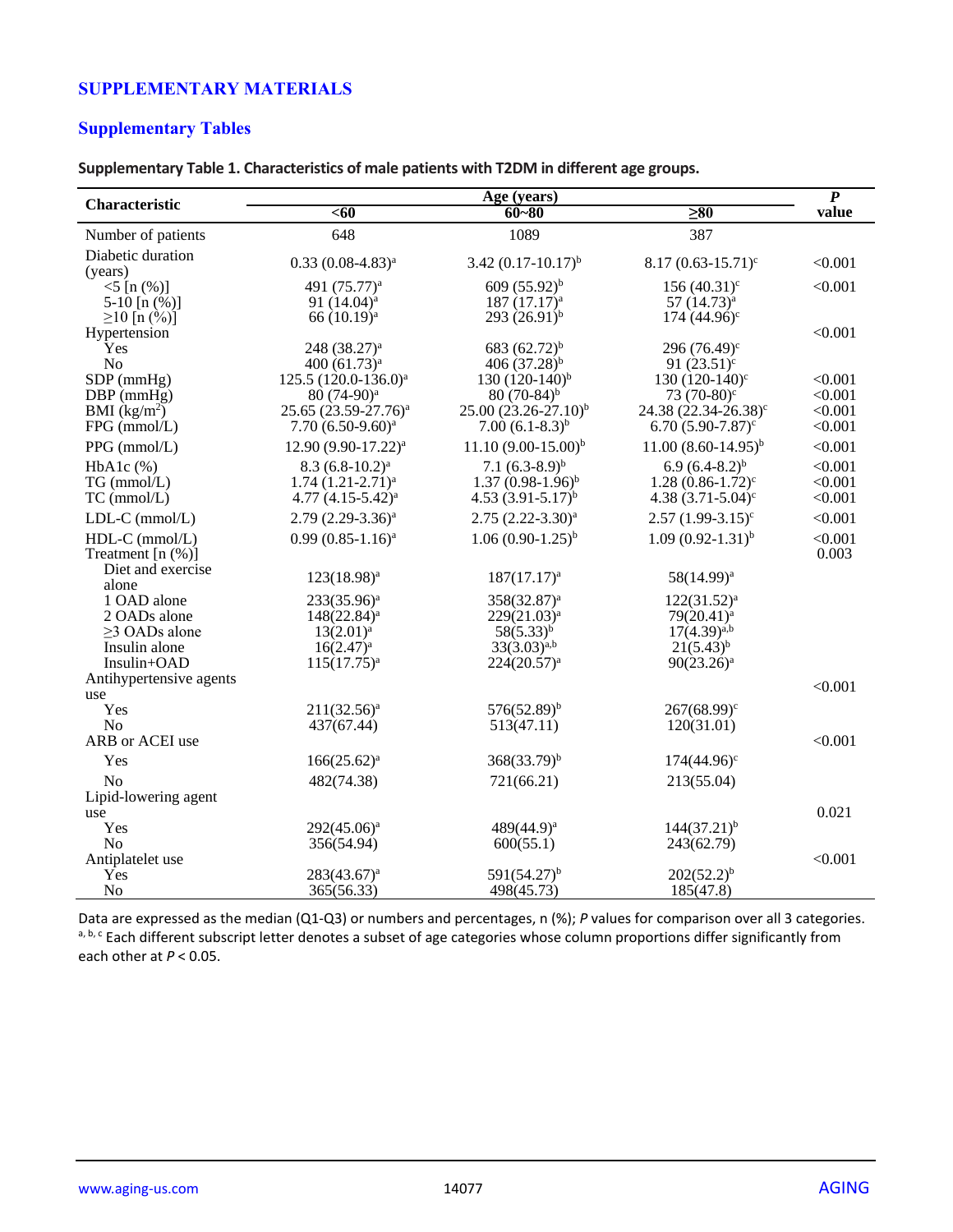## SUPPLEMENTARY MATERIALS

### Supplementary Tables

**Supplementary Table 1. Characteristics of male patients with T2DM in different age groups.**

| Characteristic | Age (years) | | | *P* value |
|---|---|---|---|---|
| | <60 | 60~80 | ≥80 | |
| Number of patients | 648 | 1089 | 387 | |
| Diabetic duration (years) | 0.33 (0.08-4.83)[a] | 3.42 (0.17-10.17)[b] | 8.17 (0.63-15.71)[c] | <0.001 |
| <5 [n (%)] | 491 (75.77)[a] | 609 (55.92)[b] | 156 (40.31)[c] | <0.001 |
| 5-10 [n (%)] | 91 (14.04)[a] | 187 (17.17)[a] | 57 (14.73)[a] | |
| ≥10 [n (%)] | 66 (10.19)[a] | 293 (26.91)[b] | 174 (44.96)[c] | |
| Hypertension | | | | <0.001 |
| Yes | 248 (38.27)[a] | 683 (62.72)[b] | 296 (76.49)[c] | |
| No | 400 (61.73)[a] | 406 (37.28)[b] | 91 (23.51)[c] | |
| SDP (mmHg) | 125.5 (120.0-136.0)[a] | 130 (120-140)[b] | 130 (120-140)[c] | <0.001 |
| DBP (mmHg) | 80 (74-90)[a] | 80 (70-84)[b] | 73 (70-80)[c] | <0.001 |
| BMI (kg/m²) | 25.65 (23.59-27.76)[a] | 25.00 (23.26-27.10)[b] | 24.38 (22.34-26.38)[c] | <0.001 |
| FPG (mmol/L) | 7.70 (6.50-9.60)[a] | 7.00 (6.1-8.3)[b] | 6.70 (5.90-7.87)[c] | <0.001 |
| PPG (mmol/L) | 12.90 (9.90-17.22)[a] | 11.10 (9.00-15.00)[b] | 11.00 (8.60-14.95)[b] | <0.001 |
| HbA1c (%) | 8.3 (6.8-10.2)[a] | 7.1 (6.3-8.9)[b] | 6.9 (6.4-8.2)[b] | <0.001 |
| TG (mmol/L) | 1.74 (1.21-2.71)[a] | 1.37 (0.98-1.96)[b] | 1.28 (0.86-1.72)[c] | <0.001 |
| TC (mmol/L) | 4.77 (4.15-5.42)[a] | 4.53 (3.91-5.17)[b] | 4.38 (3.71-5.04)[c] | <0.001 |
| LDL-C (mmol/L) | 2.79 (2.29-3.36)[a] | 2.75 (2.22-3.30)[a] | 2.57 (1.99-3.15)[c] | <0.001 |
| HDL-C (mmol/L) | 0.99 (0.85-1.16)[a] | 1.06 (0.90-1.25)[b] | 1.09 (0.92-1.31)[b] | <0.001 |
| Treatment [n (%)] | | | | 0.003 |
| Diet and exercise alone | 123(18.98)[a] | 187(17.17)[a] | 58(14.99)[a] | |
| 1 OAD alone | 233(35.96)[a] | 358(32.87)[a] | 122(31.52)[a] | |
| 2 OADs alone | 148(22.84)[a] | 229(21.03)[a] | 79(20.41)[a] | |
| ≥3 OADs alone | 13(2.01)[a] | 58(5.33)[b] | 17(4.39)[a,b] | |
| Insulin alone | 16(2.47)[a] | 33(3.03)[a,b] | 21(5.43)[b] | |
| Insulin+OAD | 115(17.75)[a] | 224(20.57)[a] | 90(23.26)[a] | |
| Antihypertensive agents use | | | | <0.001 |
| Yes | 211(32.56)[a] | 576(52.89)[b] | 267(68.99)[c] | |
| No | 437(67.44) | 513(47.11) | 120(31.01) | |
| ARB or ACEI use | | | | <0.001 |
| Yes | 166(25.62)[a] | 368(33.79)[b] | 174(44.96)[c] | |
| No | 482(74.38) | 721(66.21) | 213(55.04) | |
| Lipid-lowering agent use | | | | 0.021 |
| Yes | 292(45.06)[a] | 489(44.9)[a] | 144(37.21)[b] | |
| No | 356(54.94) | 600(55.1) | 243(62.79) | |
| Antiplatelet use | | | | <0.001 |
| Yes | 283(43.67)[a] | 591(54.27)[b] | 202(52.2)[b] | |
| No | 365(56.33) | 498(45.73) | 185(47.8) | |

Data are expressed as the median (Q1-Q3) or numbers and percentages, n (%); *P* values for comparison over all 3 categories.
[a, b, c] Each different subscript letter denotes a subset of age categories whose column proportions differ significantly from each other at $P < 0.05$.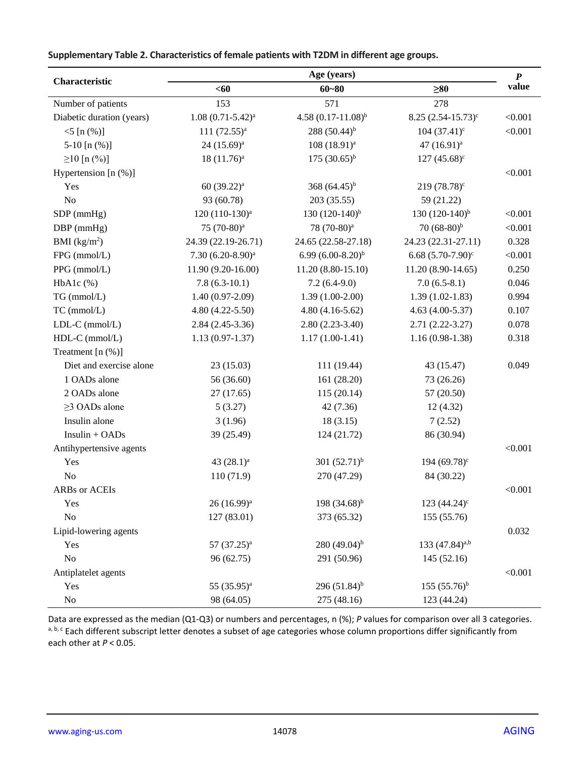**Supplementary Table 2. Characteristics of female patients with T2DM in different age groups.**

| Characteristic | Age (years) | | | *P* value |
|---|---|---|---|---|
| | <60 | 60~80 | ≥80 | |
| Number of patients | 153 | 571 | 278 | |
| Diabetic duration (years) | 1.08 (0.71-5.42)[a] | 4.58 (0.17-11.08)[b] | 8.25 (2.54-15.73)[c] | <0.001 |
| <5 [n (%)] | 111 (72.55)[a] | 288 (50.44)[b] | 104 (37.41)[c] | <0.001 |
| 5-10 [n (%)] | 24 (15.69)[a] | 108 (18.91)[a] | 47 (16.91)[a] | |
| ≥10 [n (%)] | 18 (11.76)[a] | 175 (30.65)[b] | 127 (45.68)[c] | |
| Hypertension [n (%)] | | | | <0.001 |
| Yes | 60 (39.22)[a] | 368 (64.45)[b] | 219 (78.78)[c] | |
| No | 93 (60.78) | 203 (35.55) | 59 (21.22) | |
| SDP (mmHg) | 120 (110-130)[a] | 130 (120-140)[b] | 130 (120-140)[b] | <0.001 |
| DBP (mmHg) | 75 (70-80)[a] | 78 (70-80)[a] | 70 (68-80)[b] | <0.001 |
| BMI (kg/m$^2$) | 24.39 (22.19-26.71) | 24.65 (22.58-27.18) | 24.23 (22.31-27.11) | 0.328 |
| FPG (mmol/L) | 7.30 (6.20-8.90)[a] | 6.99 (6.00-8.20)[b] | 6.68 (5.70-7.90)[c] | <0.001 |
| PPG (mmol/L) | 11.90 (9.20-16.00) | 11.20 (8.80-15.10) | 11.20 (8.90-14.65) | 0.250 |
| HbA1c (%) | 7.8 (6.3-10.1) | 7.2 (6.4-9.0) | 7.0 (6.5-8.1) | 0.046 |
| TG (mmol/L) | 1.40 (0.97-2.09) | 1.39 (1.00-2.00) | 1.39 (1.02-1.83) | 0.994 |
| TC (mmol/L) | 4.80 (4.22-5.50) | 4.80 (4.16-5.62) | 4.63 (4.00-5.37) | 0.107 |
| LDL-C (mmol/L) | 2.84 (2.45-3.36) | 2.80 (2.23-3.40) | 2.71 (2.22-3.27) | 0.078 |
| HDL-C (mmol/L) | 1.13 (0.97-1.37) | 1.17 (1.00-1.41) | 1.16 (0.98-1.38) | 0.318 |
| Treatment [n (%)] | | | | |
| Diet and exercise alone | 23 (15.03) | 111 (19.44) | 43 (15.47) | 0.049 |
| 1 OADs alone | 56 (36.60) | 161 (28.20) | 73 (26.26) | |
| 2 OADs alone | 27 (17.65) | 115 (20.14) | 57 (20.50) | |
| ≥3 OADs alone | 5 (3.27) | 42 (7.36) | 12 (4.32) | |
| Insulin alone | 3 (1.96) | 18 (3.15) | 7 (2.52) | |
| Insulin + OADs | 39 (25.49) | 124 (21.72) | 86 (30.94) | |
| Antihypertensive agents | | | | <0.001 |
| Yes | 43 (28.1)[a] | 301 (52.71)[b] | 194 (69.78)[c] | |
| No | 110 (71.9) | 270 (47.29) | 84 (30.22) | |
| ARBs or ACEIs | | | | <0.001 |
| Yes | 26 (16.99)[a] | 198 (34.68)[b] | 123 (44.24)[c] | |
| No | 127 (83.01) | 373 (65.32) | 155 (55.76) | |
| Lipid-lowering agents | | | | 0.032 |
| Yes | 57 (37.25)[a] | 280 (49.04)[b] | 133 (47.84)[a,b] | |
| No | 96 (62.75) | 291 (50.96) | 145 (52.16) | |
| Antiplatelet agents | | | | <0.001 |
| Yes | 55 (35.95)[a] | 296 (51.84)[b] | 155 (55.76)[b] | |
| No | 98 (64.05) | 275 (48.16) | 123 (44.24) | |

Data are expressed as the median (Q1-Q3) or numbers and percentages, n (%); *P* values for comparison over all 3 categories.
[a, b, c] Each different subscript letter denotes a subset of age categories whose column proportions differ significantly from each other at $P < 0.05$.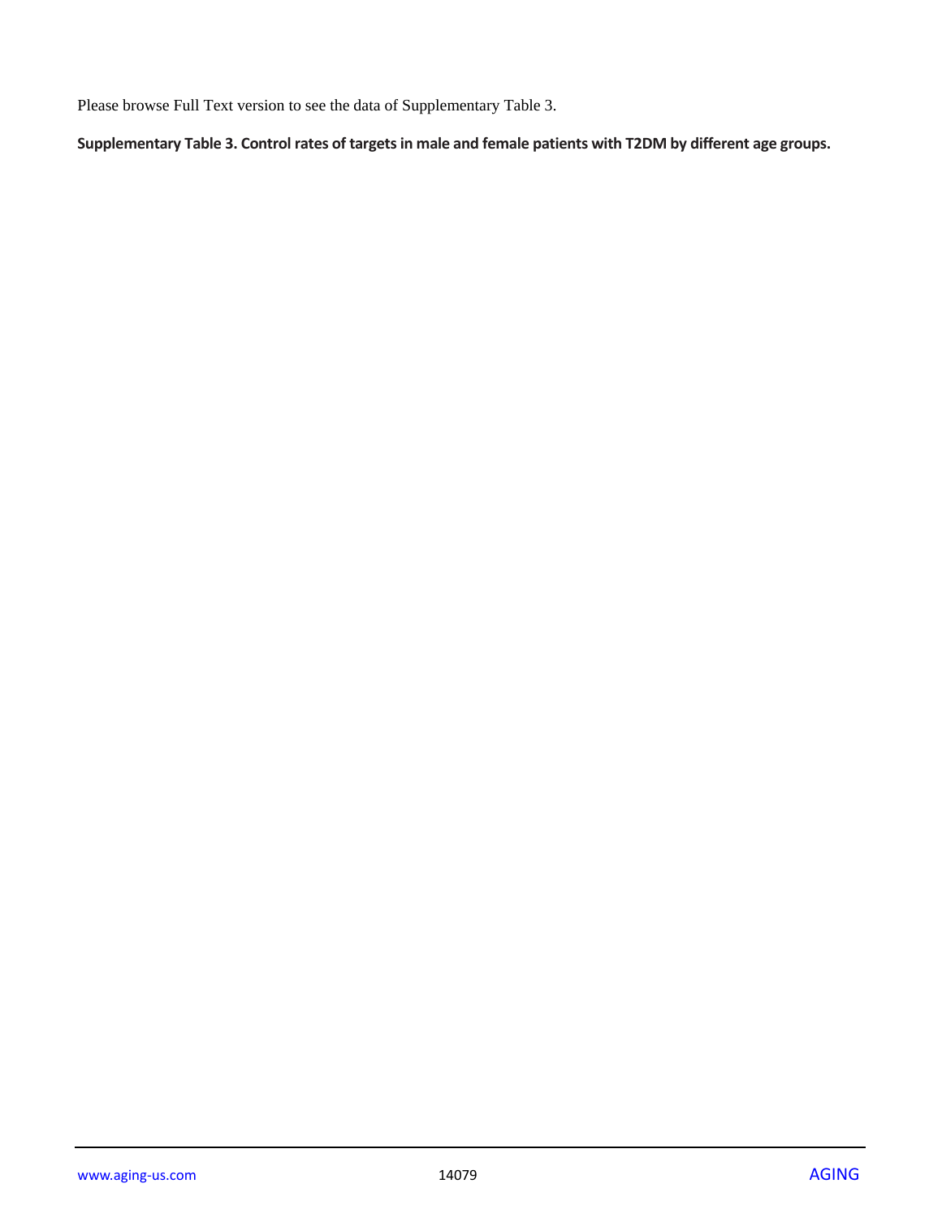Please browse Full Text version to see the data of Supplementary Table 3.

**Supplementary Table 3. Control rates of targets in male and female patients with T2DM by different age groups.**